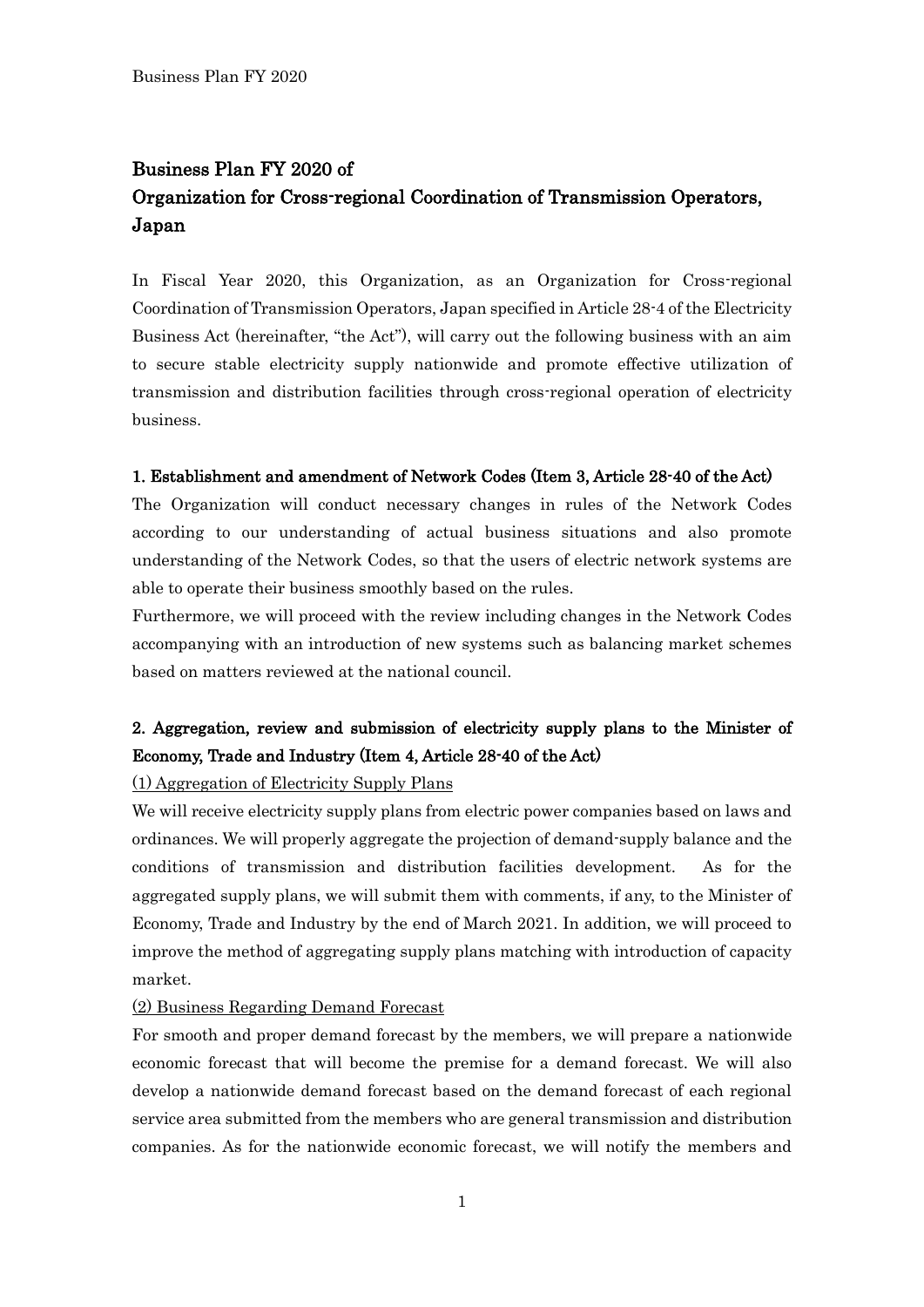# Business Plan FY 2020 of Organization for Cross-regional Coordination of Transmission Operators, Japan

In Fiscal Year 2020, this Organization, as an Organization for Cross-regional Coordination of Transmission Operators, Japan specified in Article 28-4 of the Electricity Business Act (hereinafter, "the Act"), will carry out the following business with an aim to secure stable electricity supply nationwide and promote effective utilization of transmission and distribution facilities through cross-regional operation of electricity business.

## 1. Establishment and amendment of Network Codes (Item 3, Article 28-40 of the Act)

The Organization will conduct necessary changes in rules of the Network Codes according to our understanding of actual business situations and also promote understanding of the Network Codes, so that the users of electric network systems are able to operate their business smoothly based on the rules.

Furthermore, we will proceed with the review including changes in the Network Codes accompanying with an introduction of new systems such as balancing market schemes based on matters reviewed at the national council.

## 2. Aggregation, review and submission of electricity supply plans to the Minister of Economy, Trade and Industry (Item 4, Article 28-40 of the Act)

### (1) Aggregation of Electricity Supply Plans

We will receive electricity supply plans from electric power companies based on laws and ordinances. We will properly aggregate the projection of demand-supply balance and the conditions of transmission and distribution facilities development. As for the aggregated supply plans, we will submit them with comments, if any, to the Minister of Economy, Trade and Industry by the end of March 2021. In addition, we will proceed to improve the method of aggregating supply plans matching with introduction of capacity market.

### (2) Business Regarding Demand Forecast

For smooth and proper demand forecast by the members, we will prepare a nationwide economic forecast that will become the premise for a demand forecast. We will also develop a nationwide demand forecast based on the demand forecast of each regional service area submitted from the members who are general transmission and distribution companies. As for the nationwide economic forecast, we will notify the members and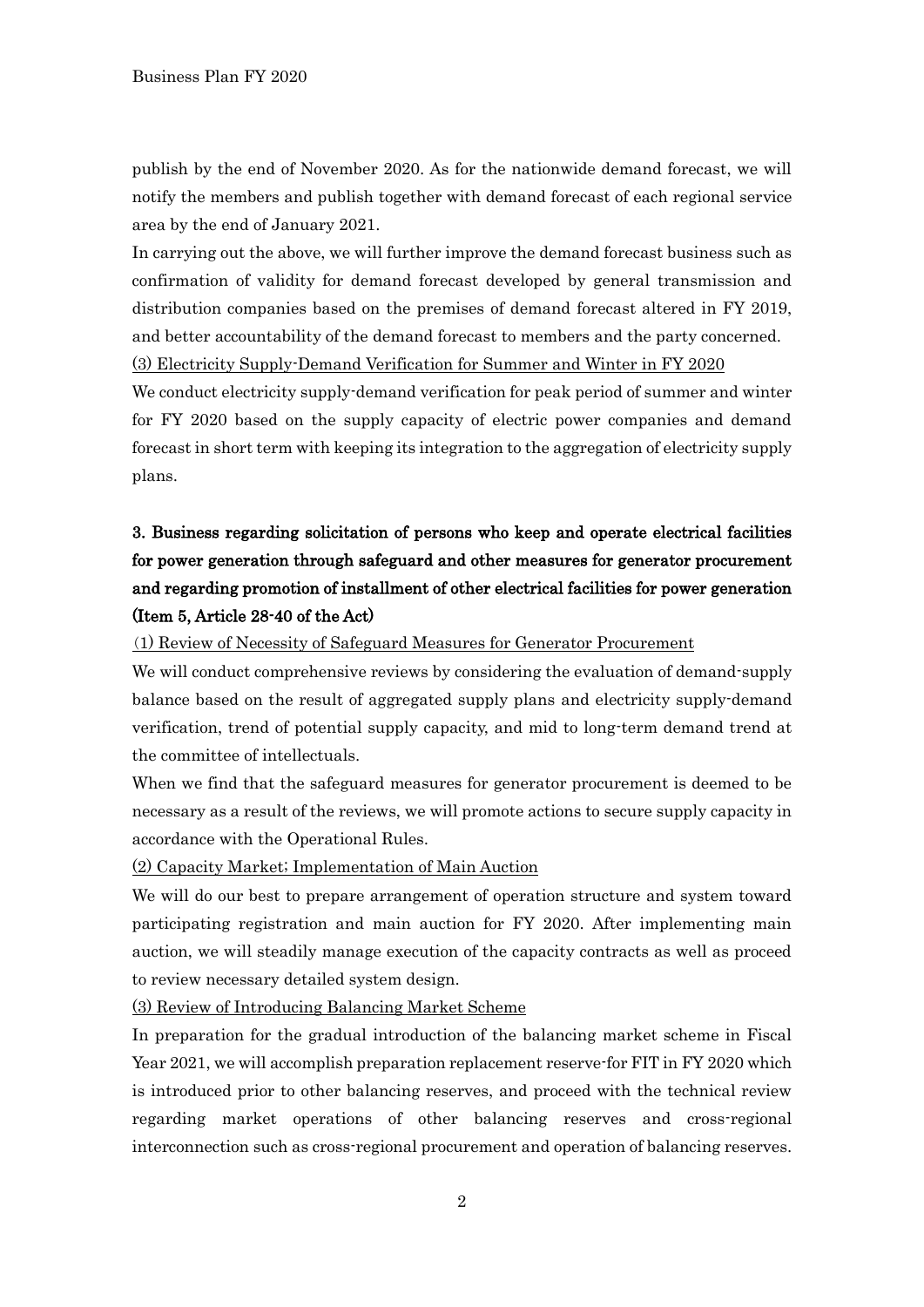publish by the end of November 2020. As for the nationwide demand forecast, we will notify the members and publish together with demand forecast of each regional service area by the end of January 2021.

In carrying out the above, we will further improve the demand forecast business such as confirmation of validity for demand forecast developed by general transmission and distribution companies based on the premises of demand forecast altered in FY 2019, and better accountability of the demand forecast to members and the party concerned.

(3) Electricity Supply-Demand Verification for Summer and Winter in FY 2020

We conduct electricity supply-demand verification for peak period of summer and winter for FY 2020 based on the supply capacity of electric power companies and demand forecast in short term with keeping its integration to the aggregation of electricity supply plans.

## 3. Business regarding solicitation of persons who keep and operate electrical facilities for power generation through safeguard and other measures for generator procurement and regarding promotion of installment of other electrical facilities for power generation (Item 5, Article 28-40 of the Act)

(1) Review of Necessity of Safeguard Measures for Generator Procurement

We will conduct comprehensive reviews by considering the evaluation of demand-supply balance based on the result of aggregated supply plans and electricity supply-demand verification, trend of potential supply capacity, and mid to long-term demand trend at the committee of intellectuals.

When we find that the safeguard measures for generator procurement is deemed to be necessary as a result of the reviews, we will promote actions to secure supply capacity in accordance with the Operational Rules.

(2) Capacity Market; Implementation of Main Auction

We will do our best to prepare arrangement of operation structure and system toward participating registration and main auction for FY 2020. After implementing main auction, we will steadily manage execution of the capacity contracts as well as proceed to review necessary detailed system design.

(3) Review of Introducing Balancing Market Scheme

In preparation for the gradual introduction of the balancing market scheme in Fiscal Year 2021, we will accomplish preparation replacement reserve-for FIT in FY 2020 which is introduced prior to other balancing reserves, and proceed with the technical review regarding market operations of other balancing reserves and cross-regional interconnection such as cross-regional procurement and operation of balancing reserves.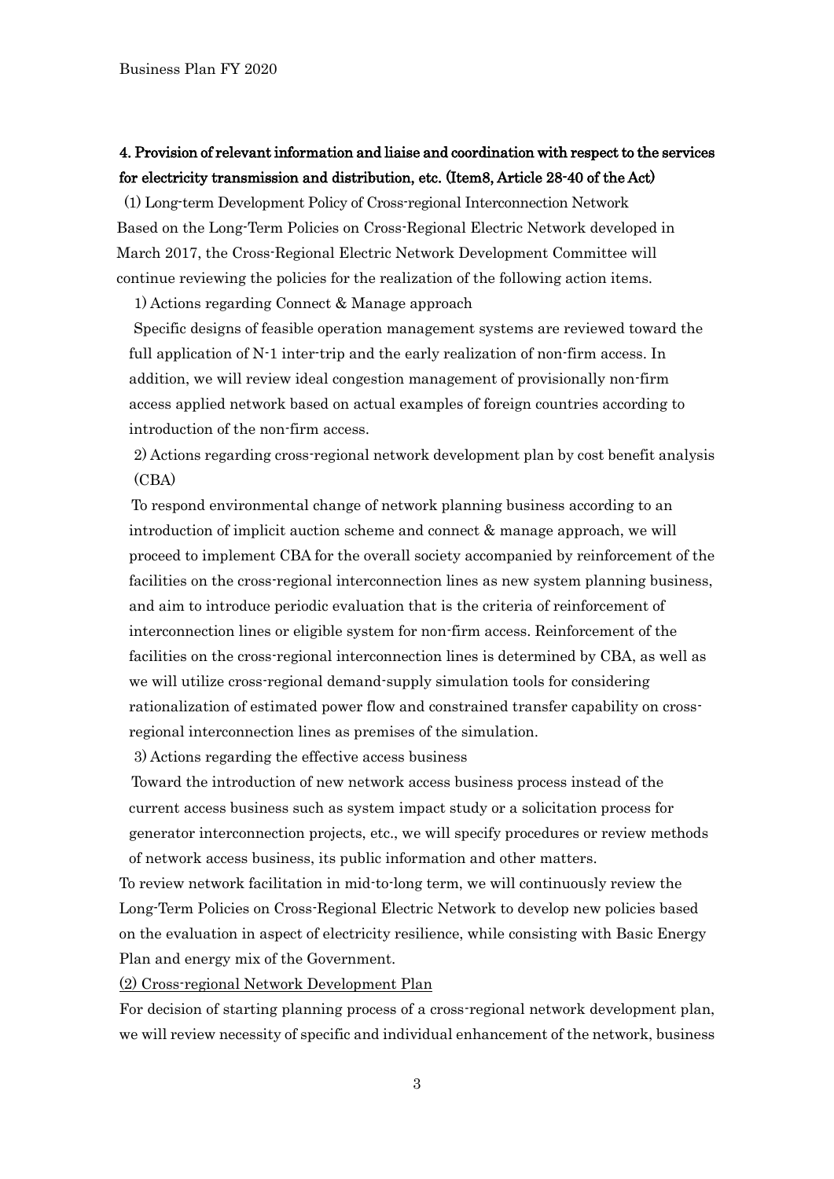## 4. Provision of relevant information and liaise and coordination with respect to the services for electricity transmission and distribution, etc. (Item8, Article 28-40 of the Act)

(1) Long-term Development Policy of Cross-regional Interconnection Network

Based on the Long-Term Policies on Cross-Regional Electric Network developed in March 2017, the Cross-Regional Electric Network Development Committee will continue reviewing the policies for the realization of the following action items.

1) Actions regarding Connect & Manage approach

Specific designs of feasible operation management systems are reviewed toward the full application of N-1 inter-trip and the early realization of non-firm access. In addition, we will review ideal congestion management of provisionally non-firm access applied network based on actual examples of foreign countries according to introduction of the non-firm access.

2) Actions regarding cross-regional network development plan by cost benefit analysis (CBA)

To respond environmental change of network planning business according to an introduction of implicit auction scheme and connect & manage approach, we will proceed to implement CBA for the overall society accompanied by reinforcement of the facilities on the cross-regional interconnection lines as new system planning business, and aim to introduce periodic evaluation that is the criteria of reinforcement of interconnection lines or eligible system for non-firm access. Reinforcement of the facilities on the cross-regional interconnection lines is determined by CBA, as well as we will utilize cross-regional demand-supply simulation tools for considering rationalization of estimated power flow and constrained transfer capability on cross-regional interconnection lines as premises of the simulation.

3) Actions regarding the effective access business

Toward the introduction of new network access business process instead of the current access business such as system impact study or a solicitation process for generator interconnection projects, etc., we will specify procedures or review methods of network access business, its public information and other matters.

To review network facilitation in mid-to-long term, we will continuously review the Long-Term Policies on Cross-Regional Electric Network to develop new policies based on the evaluation in aspect of electricity resilience, while consisting with Basic Energy Plan and energy mix of the Government.

(2) Cross-regional Network Development Plan

For decision of starting planning process of a cross-regional network development plan, we will review necessity of specific and individual enhancement of the network, business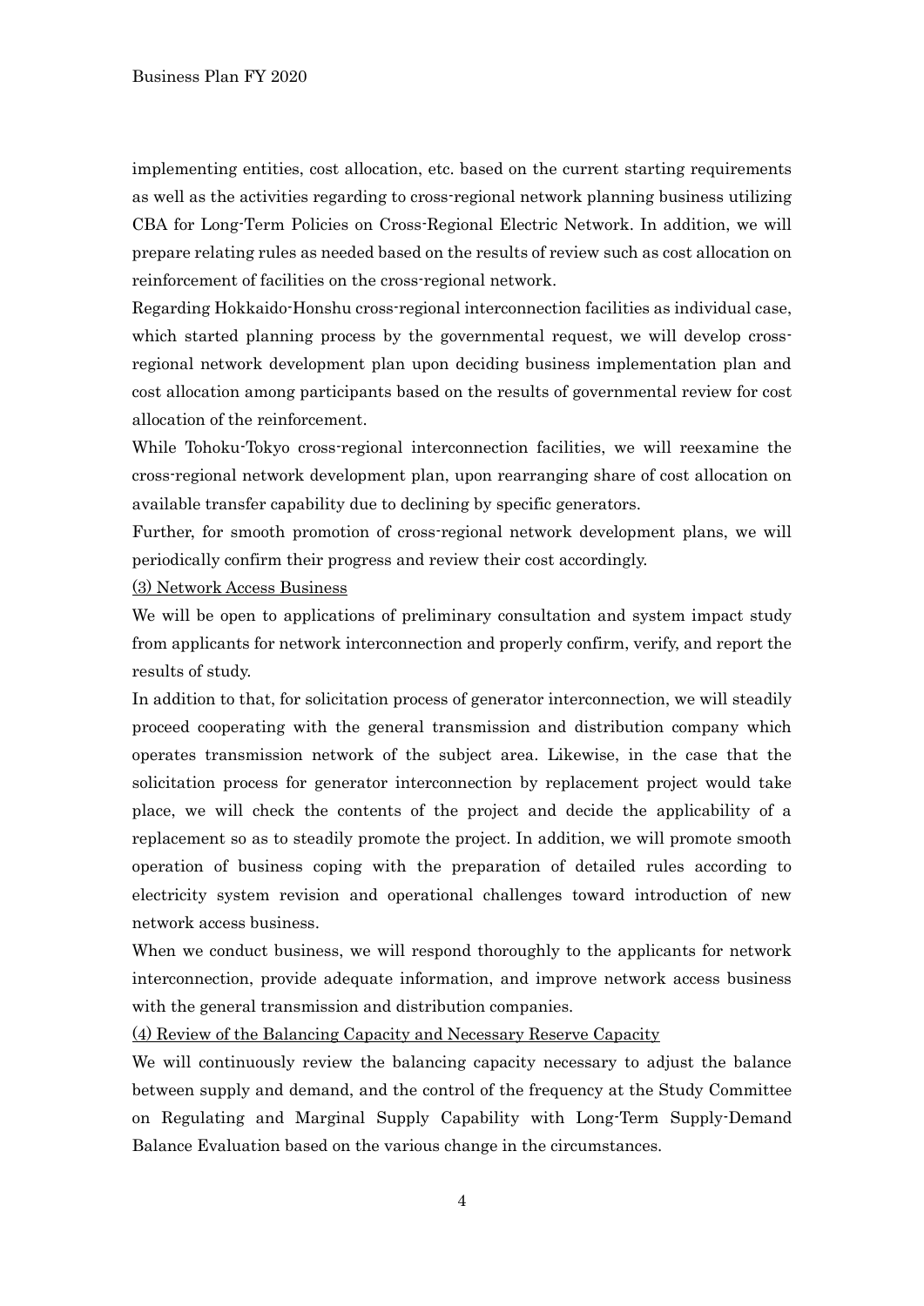implementing entities, cost allocation, etc. based on the current starting requirements as well as the activities regarding to cross-regional network planning business utilizing CBA for Long-Term Policies on Cross-Regional Electric Network. In addition, we will prepare relating rules as needed based on the results of review such as cost allocation on reinforcement of facilities on the cross-regional network.

Regarding Hokkaido-Honshu cross-regional interconnection facilities as individual case, which started planning process by the governmental request, we will develop cross-regional network development plan upon deciding business implementation plan and cost allocation among participants based on the results of governmental review for cost allocation of the reinforcement.

While Tohoku-Tokyo cross-regional interconnection facilities, we will reexamine the cross-regional network development plan, upon rearranging share of cost allocation on available transfer capability due to declining by specific generators.

Further, for smooth promotion of cross-regional network development plans, we will periodically confirm their progress and review their cost accordingly.

(3) Network Access Business

We will be open to applications of preliminary consultation and system impact study from applicants for network interconnection and properly confirm, verify, and report the results of study.

In addition to that, for solicitation process of generator interconnection, we will steadily proceed cooperating with the general transmission and distribution company which operates transmission network of the subject area. Likewise, in the case that the solicitation process for generator interconnection by replacement project would take place, we will check the contents of the project and decide the applicability of a replacement so as to steadily promote the project. In addition, we will promote smooth operation of business coping with the preparation of detailed rules according to electricity system revision and operational challenges toward introduction of new network access business.

When we conduct business, we will respond thoroughly to the applicants for network interconnection, provide adequate information, and improve network access business with the general transmission and distribution companies.

(4) Review of the Balancing Capacity and Necessary Reserve Capacity

We will continuously review the balancing capacity necessary to adjust the balance between supply and demand, and the control of the frequency at the Study Committee on Regulating and Marginal Supply Capability with Long-Term Supply-Demand Balance Evaluation based on the various change in the circumstances.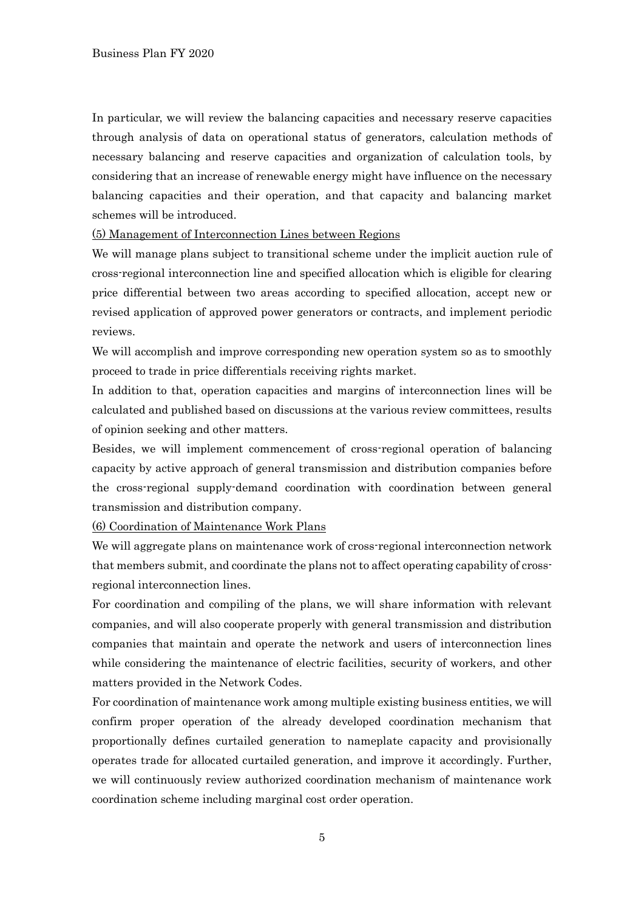In particular, we will review the balancing capacities and necessary reserve capacities through analysis of data on operational status of generators, calculation methods of necessary balancing and reserve capacities and organization of calculation tools, by considering that an increase of renewable energy might have influence on the necessary balancing capacities and their operation, and that capacity and balancing market schemes will be introduced.

<u>(5) Management of Interconnection Lines between Regions</u>

We will manage plans subject to transitional scheme under the implicit auction rule of cross-regional interconnection line and specified allocation which is eligible for clearing price differential between two areas according to specified allocation, accept new or revised application of approved power generators or contracts, and implement periodic reviews.

We will accomplish and improve corresponding new operation system so as to smoothly proceed to trade in price differentials receiving rights market.

In addition to that, operation capacities and margins of interconnection lines will be calculated and published based on discussions at the various review committees, results of opinion seeking and other matters.

Besides, we will implement commencement of cross-regional operation of balancing capacity by active approach of general transmission and distribution companies before the cross-regional supply-demand coordination with coordination between general transmission and distribution company.

<u>(6) Coordination of Maintenance Work Plans</u>

We will aggregate plans on maintenance work of cross-regional interconnection network that members submit, and coordinate the plans not to affect operating capability of cross-regional interconnection lines.

For coordination and compiling of the plans, we will share information with relevant companies, and will also cooperate properly with general transmission and distribution companies that maintain and operate the network and users of interconnection lines while considering the maintenance of electric facilities, security of workers, and other matters provided in the Network Codes.

For coordination of maintenance work among multiple existing business entities, we will confirm proper operation of the already developed coordination mechanism that proportionally defines curtailed generation to nameplate capacity and provisionally operates trade for allocated curtailed generation, and improve it accordingly. Further, we will continuously review authorized coordination mechanism of maintenance work coordination scheme including marginal cost order operation.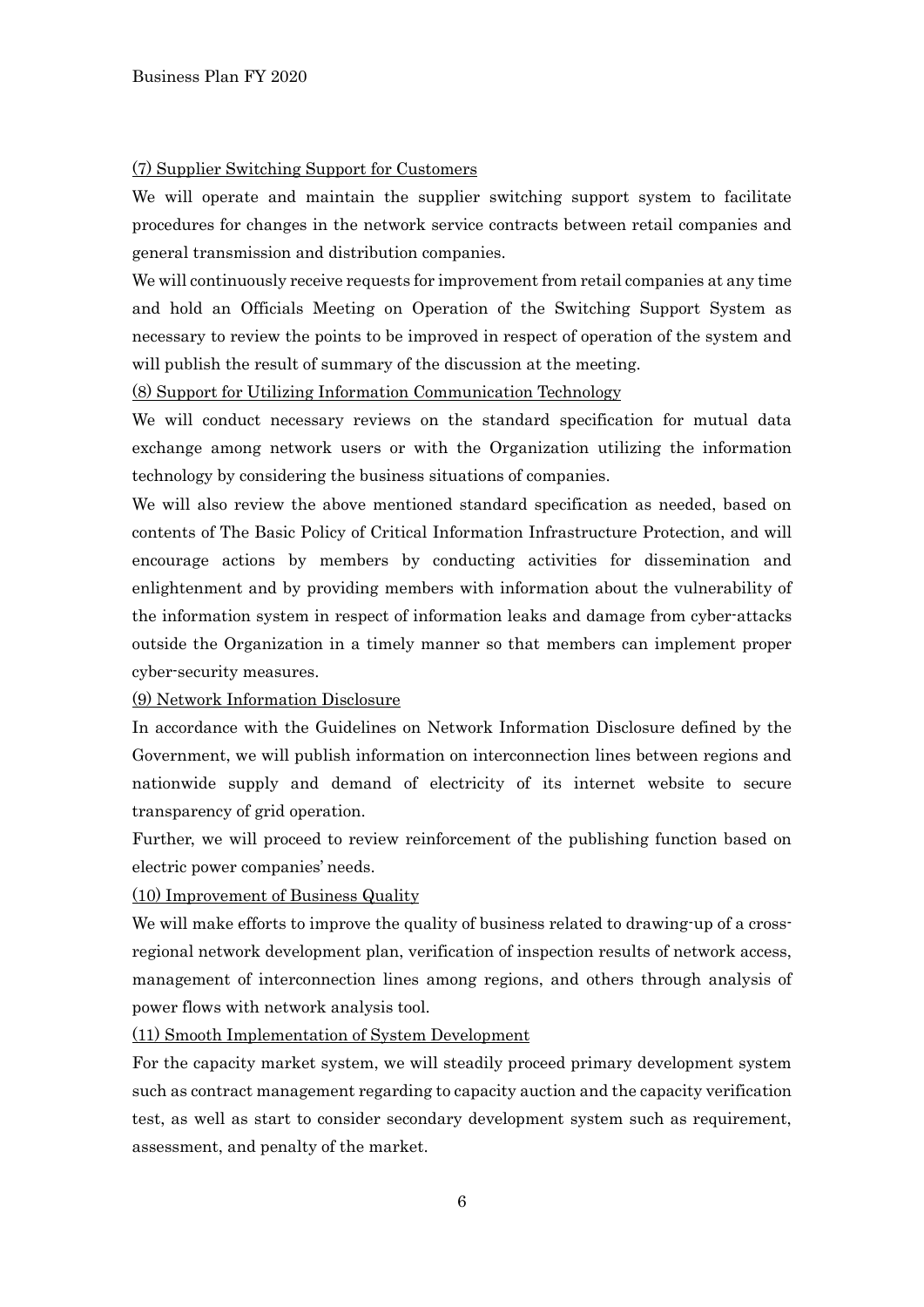### (7) Supplier Switching Support for Customers

We will operate and maintain the supplier switching support system to facilitate procedures for changes in the network service contracts between retail companies and general transmission and distribution companies.

We will continuously receive requests for improvement from retail companies at any time and hold an Officials Meeting on Operation of the Switching Support System as necessary to review the points to be improved in respect of operation of the system and will publish the result of summary of the discussion at the meeting.

### (8) Support for Utilizing Information Communication Technology

We will conduct necessary reviews on the standard specification for mutual data exchange among network users or with the Organization utilizing the information technology by considering the business situations of companies.

We will also review the above mentioned standard specification as needed, based on contents of The Basic Policy of Critical Information Infrastructure Protection, and will encourage actions by members by conducting activities for dissemination and enlightenment and by providing members with information about the vulnerability of the information system in respect of information leaks and damage from cyber-attacks outside the Organization in a timely manner so that members can implement proper cyber-security measures.

### (9) Network Information Disclosure

In accordance with the Guidelines on Network Information Disclosure defined by the Government, we will publish information on interconnection lines between regions and nationwide supply and demand of electricity of its internet website to secure transparency of grid operation.

Further, we will proceed to review reinforcement of the publishing function based on electric power companies' needs.

### (10) Improvement of Business Quality

We will make efforts to improve the quality of business related to drawing-up of a cross-regional network development plan, verification of inspection results of network access, management of interconnection lines among regions, and others through analysis of power flows with network analysis tool.

### (11) Smooth Implementation of System Development

For the capacity market system, we will steadily proceed primary development system such as contract management regarding to capacity auction and the capacity verification test, as well as start to consider secondary development system such as requirement, assessment, and penalty of the market.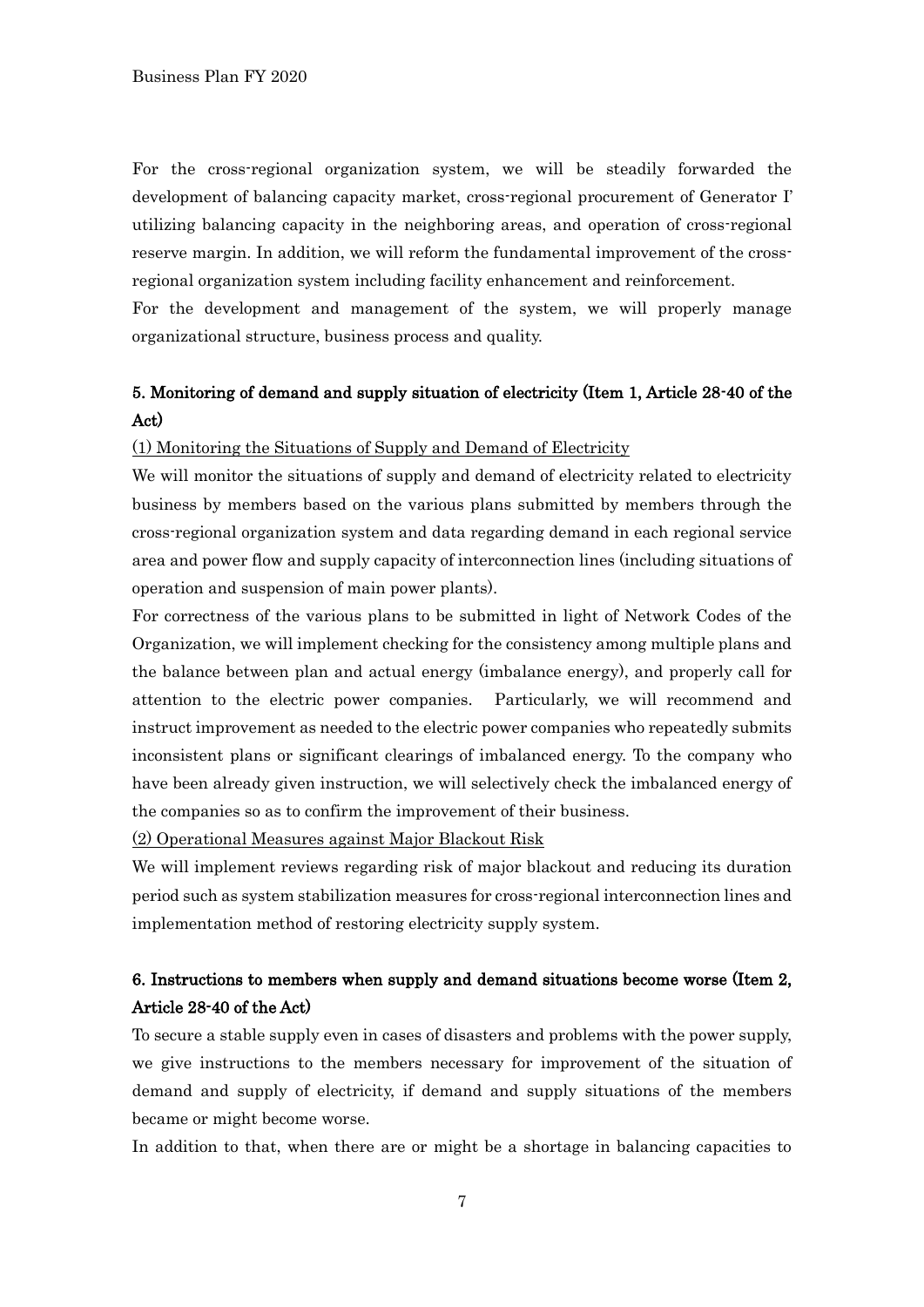For the cross-regional organization system, we will be steadily forwarded the development of balancing capacity market, cross-regional procurement of Generator I' utilizing balancing capacity in the neighboring areas, and operation of cross-regional reserve margin. In addition, we will reform the fundamental improvement of the cross-regional organization system including facility enhancement and reinforcement.

For the development and management of the system, we will properly manage organizational structure, business process and quality.

## 5. Monitoring of demand and supply situation of electricity (Item 1, Article 28-40 of the Act)

(1) Monitoring the Situations of Supply and Demand of Electricity

We will monitor the situations of supply and demand of electricity related to electricity business by members based on the various plans submitted by members through the cross-regional organization system and data regarding demand in each regional service area and power flow and supply capacity of interconnection lines (including situations of operation and suspension of main power plants).

For correctness of the various plans to be submitted in light of Network Codes of the Organization, we will implement checking for the consistency among multiple plans and the balance between plan and actual energy (imbalance energy), and properly call for attention to the electric power companies. Particularly, we will recommend and instruct improvement as needed to the electric power companies who repeatedly submits inconsistent plans or significant clearings of imbalanced energy. To the company who have been already given instruction, we will selectively check the imbalanced energy of the companies so as to confirm the improvement of their business.

(2) Operational Measures against Major Blackout Risk

We will implement reviews regarding risk of major blackout and reducing its duration period such as system stabilization measures for cross-regional interconnection lines and implementation method of restoring electricity supply system.

## 6. Instructions to members when supply and demand situations become worse (Item 2, Article 28-40 of the Act)

To secure a stable supply even in cases of disasters and problems with the power supply, we give instructions to the members necessary for improvement of the situation of demand and supply of electricity, if demand and supply situations of the members became or might become worse.

In addition to that, when there are or might be a shortage in balancing capacities to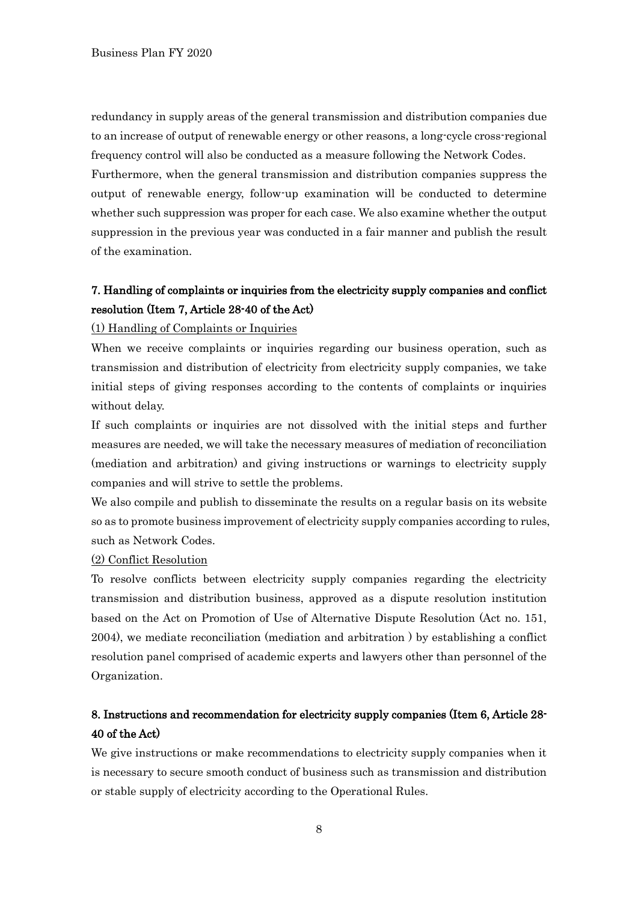redundancy in supply areas of the general transmission and distribution companies due to an increase of output of renewable energy or other reasons, a long-cycle cross-regional frequency control will also be conducted as a measure following the Network Codes.

Furthermore, when the general transmission and distribution companies suppress the output of renewable energy, follow-up examination will be conducted to determine whether such suppression was proper for each case. We also examine whether the output suppression in the previous year was conducted in a fair manner and publish the result of the examination.

## 7. Handling of complaints or inquiries from the electricity supply companies and conflict resolution (Item 7, Article 28-40 of the Act)

### (1) Handling of Complaints or Inquiries

When we receive complaints or inquiries regarding our business operation, such as transmission and distribution of electricity from electricity supply companies, we take initial steps of giving responses according to the contents of complaints or inquiries without delay.

If such complaints or inquiries are not dissolved with the initial steps and further measures are needed, we will take the necessary measures of mediation of reconciliation (mediation and arbitration) and giving instructions or warnings to electricity supply companies and will strive to settle the problems.

We also compile and publish to disseminate the results on a regular basis on its website so as to promote business improvement of electricity supply companies according to rules, such as Network Codes.

### (2) Conflict Resolution

To resolve conflicts between electricity supply companies regarding the electricity transmission and distribution business, approved as a dispute resolution institution based on the Act on Promotion of Use of Alternative Dispute Resolution (Act no. 151, 2004), we mediate reconciliation (mediation and arbitration ) by establishing a conflict resolution panel comprised of academic experts and lawyers other than personnel of the Organization.

## 8. Instructions and recommendation for electricity supply companies (Item 6, Article 28-40 of the Act)

We give instructions or make recommendations to electricity supply companies when it is necessary to secure smooth conduct of business such as transmission and distribution or stable supply of electricity according to the Operational Rules.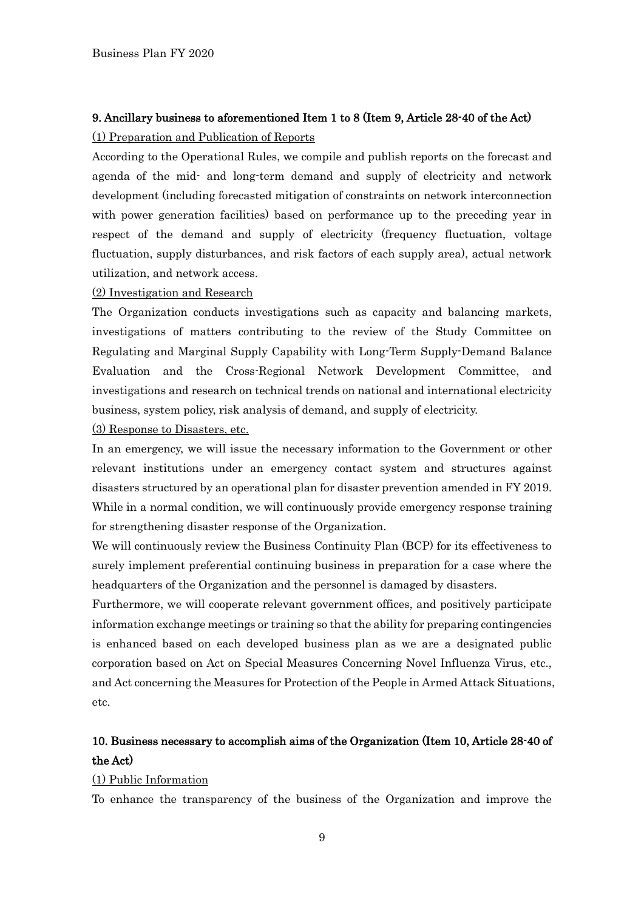## 9. Ancillary business to aforementioned Item 1 to 8 (Item 9, Article 28-40 of the Act)

(1) Preparation and Publication of Reports

According to the Operational Rules, we compile and publish reports on the forecast and agenda of the mid- and long-term demand and supply of electricity and network development (including forecasted mitigation of constraints on network interconnection with power generation facilities) based on performance up to the preceding year in respect of the demand and supply of electricity (frequency fluctuation, voltage fluctuation, supply disturbances, and risk factors of each supply area), actual network utilization, and network access.

(2) Investigation and Research

The Organization conducts investigations such as capacity and balancing markets, investigations of matters contributing to the review of the Study Committee on Regulating and Marginal Supply Capability with Long-Term Supply-Demand Balance Evaluation and the Cross-Regional Network Development Committee, and investigations and research on technical trends on national and international electricity business, system policy, risk analysis of demand, and supply of electricity.

(3) Response to Disasters, etc.

In an emergency, we will issue the necessary information to the Government or other relevant institutions under an emergency contact system and structures against disasters structured by an operational plan for disaster prevention amended in FY 2019. While in a normal condition, we will continuously provide emergency response training for strengthening disaster response of the Organization.

We will continuously review the Business Continuity Plan (BCP) for its effectiveness to surely implement preferential continuing business in preparation for a case where the headquarters of the Organization and the personnel is damaged by disasters.

Furthermore, we will cooperate relevant government offices, and positively participate information exchange meetings or training so that the ability for preparing contingencies is enhanced based on each developed business plan as we are a designated public corporation based on Act on Special Measures Concerning Novel Influenza Virus, etc., and Act concerning the Measures for Protection of the People in Armed Attack Situations, etc.

## 10. Business necessary to accomplish aims of the Organization (Item 10, Article 28-40 of the Act)

(1) Public Information

To enhance the transparency of the business of the Organization and improve the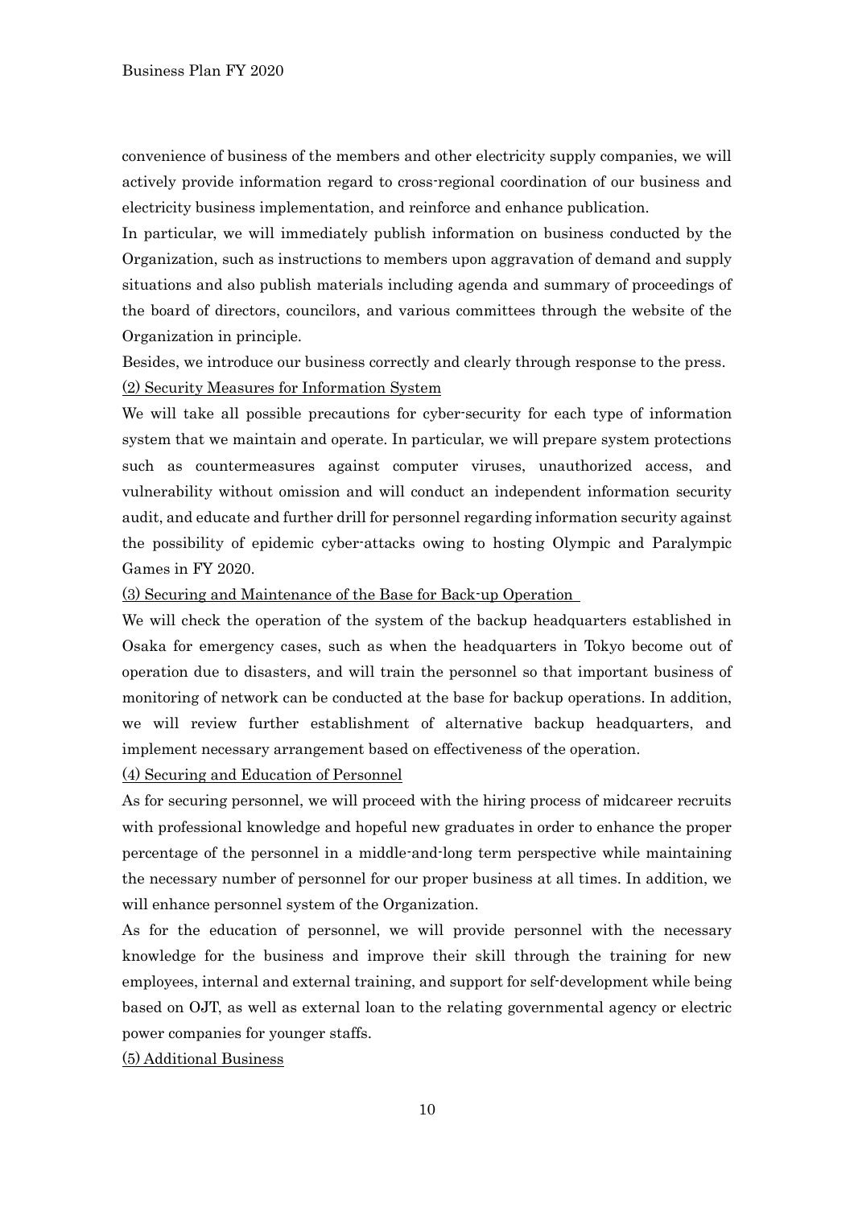convenience of business of the members and other electricity supply companies, we will actively provide information regard to cross-regional coordination of our business and electricity business implementation, and reinforce and enhance publication.

In particular, we will immediately publish information on business conducted by the Organization, such as instructions to members upon aggravation of demand and supply situations and also publish materials including agenda and summary of proceedings of the board of directors, councilors, and various committees through the website of the Organization in principle.

Besides, we introduce our business correctly and clearly through response to the press.

<u>(2) Security Measures for Information System</u>

We will take all possible precautions for cyber-security for each type of information system that we maintain and operate. In particular, we will prepare system protections such as countermeasures against computer viruses, unauthorized access, and vulnerability without omission and will conduct an independent information security audit, and educate and further drill for personnel regarding information security against the possibility of epidemic cyber-attacks owing to hosting Olympic and Paralympic Games in FY 2020.

<u>(3) Securing and Maintenance of the Base for Back-up Operation</u>

We will check the operation of the system of the backup headquarters established in Osaka for emergency cases, such as when the headquarters in Tokyo become out of operation due to disasters, and will train the personnel so that important business of monitoring of network can be conducted at the base for backup operations. In addition, we will review further establishment of alternative backup headquarters, and implement necessary arrangement based on effectiveness of the operation.

<u>(4) Securing and Education of Personnel</u>

As for securing personnel, we will proceed with the hiring process of midcareer recruits with professional knowledge and hopeful new graduates in order to enhance the proper percentage of the personnel in a middle-and-long term perspective while maintaining the necessary number of personnel for our proper business at all times. In addition, we will enhance personnel system of the Organization.

As for the education of personnel, we will provide personnel with the necessary knowledge for the business and improve their skill through the training for new employees, internal and external training, and support for self-development while being based on OJT, as well as external loan to the relating governmental agency or electric power companies for younger staffs.

<u>(5) Additional Business</u>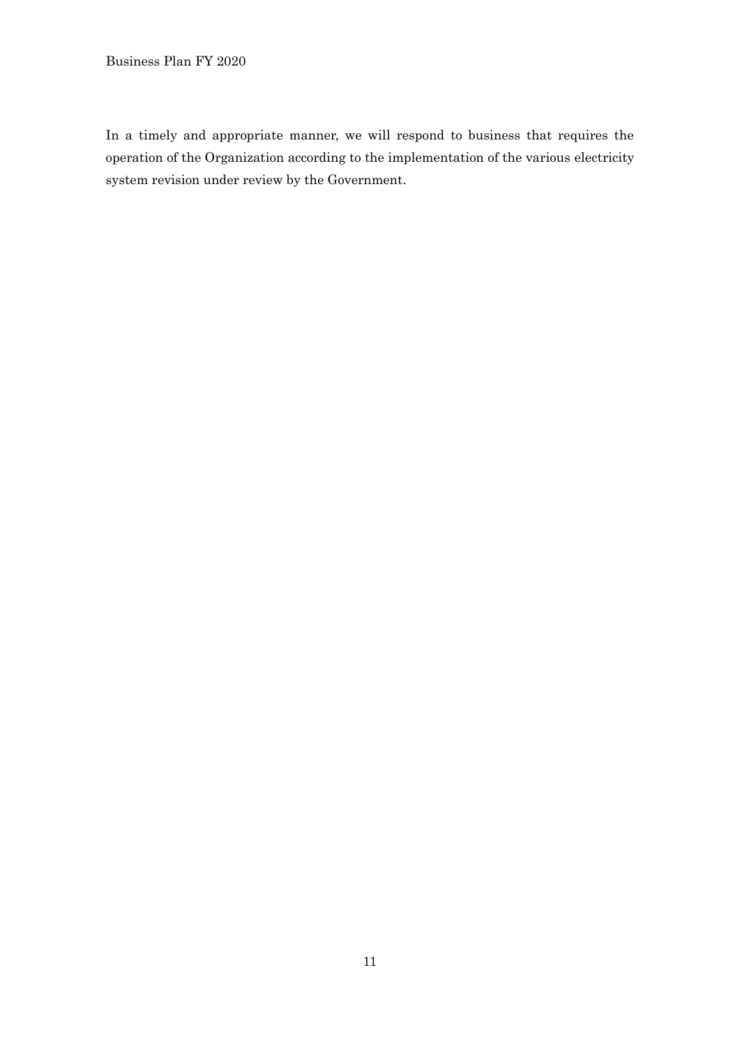In a timely and appropriate manner, we will respond to business that requires the operation of the Organization according to the implementation of the various electricity system revision under review by the Government.